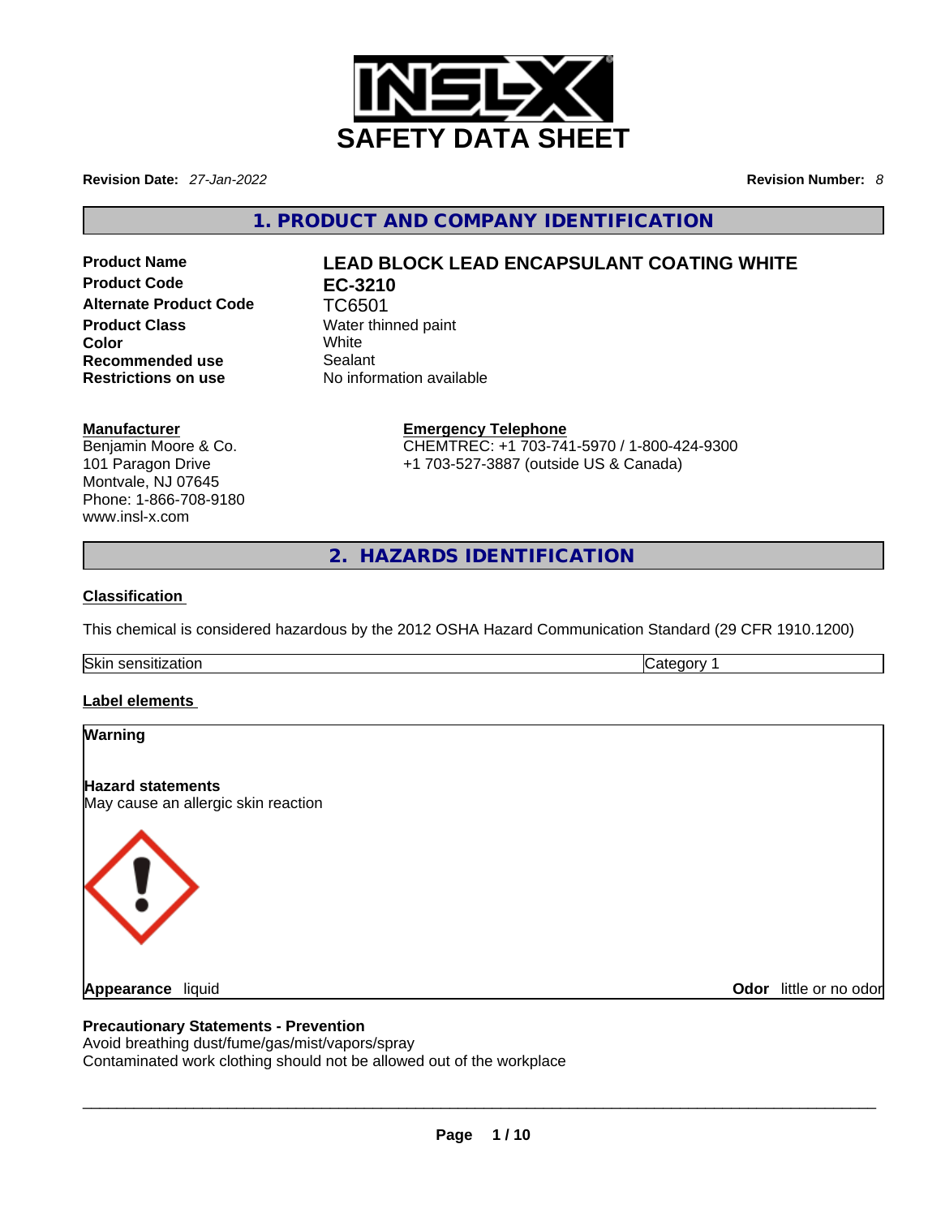# SAFETY DATA SHEET

**Revision Date:** *27-Jan-2022*

**Revision Number:** *8*

## 1. PRODUCT AND COMPANY IDENTIFICATION

| | |
|---|---|
| **Product Name** | **LEAD BLOCK LEAD ENCAPSULANT COATING WHITE** |
| **Product Code** | **EC-3210** |
| **Alternate Product Code** | TC6501 |
| **Product Class** | Water thinned paint |
| **Color** | White |
| **Recommended use** | Sealant |
| **Restrictions on use** | No information available |

**Manufacturer**
Benjamin Moore & Co.
101 Paragon Drive
Montvale, NJ 07645
Phone: 1-866-708-9180
www.insl-x.com

**Emergency Telephone**
CHEMTREC: +1 703-741-5970 / 1-800-424-9300
+1 703-527-3887 (outside US & Canada)

## 2. HAZARDS IDENTIFICATION

**Classification**

This chemical is considered hazardous by the 2012 OSHA Hazard Communication Standard (29 CFR 1910.1200)

| | |
|---|---|
| Skin sensitization | Category 1 |

**Label elements**

**Warning**

**Hazard statements**
May cause an allergic skin reaction

**Appearance** liquid

**Odor** little or no odor

**Precautionary Statements - Prevention**
Avoid breathing dust/fume/gas/mist/vapors/spray
Contaminated work clothing should not be allowed out of the workplace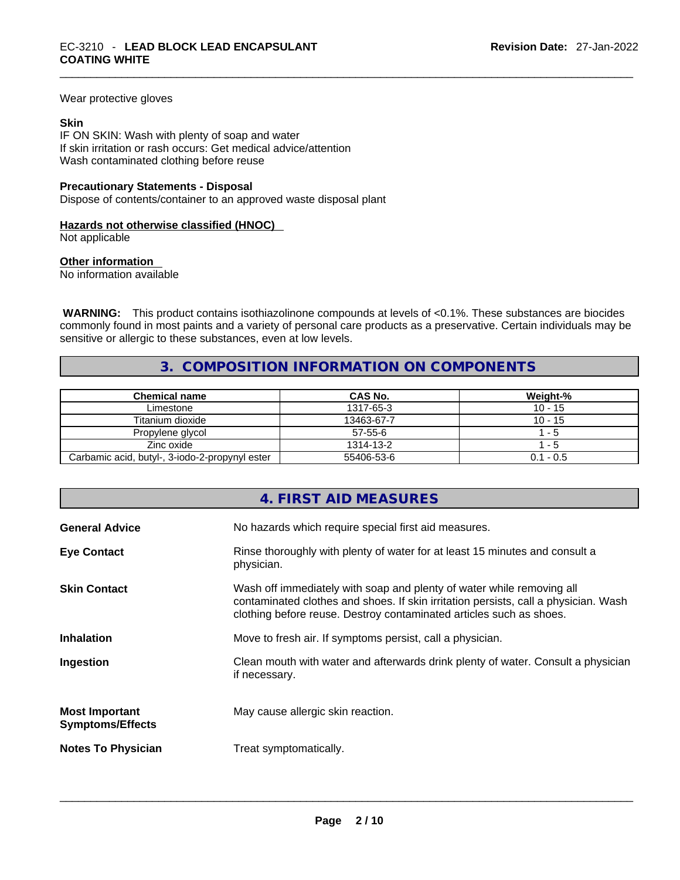Wear protective gloves

**Skin**

IF ON SKIN: Wash with plenty of soap and water
If skin irritation or rash occurs: Get medical advice/attention
Wash contaminated clothing before reuse

**Precautionary Statements - Disposal**

Dispose of contents/container to an approved waste disposal plant

**Hazards not otherwise classified (HNOC)**

Not applicable

**Other information**

No information available

**WARNING:** This product contains isothiazolinone compounds at levels of <0.1%. These substances are biocides commonly found in most paints and a variety of personal care products as a preservative. Certain individuals may be sensitive or allergic to these substances, even at low levels.

## 3. COMPOSITION INFORMATION ON COMPONENTS

| Chemical name | CAS No. | Weight-% |
|---|---|---|
| Limestone | 1317-65-3 | 10 - 15 |
| Titanium dioxide | 13463-67-7 | 10 - 15 |
| Propylene glycol | 57-55-6 | 1 - 5 |
| Zinc oxide | 1314-13-2 | 1 - 5 |
| Carbamic acid, butyl-, 3-iodo-2-propynyl ester | 55406-53-6 | 0.1 - 0.5 |

## 4. FIRST AID MEASURES

**General Advice** — No hazards which require special first aid measures.

**Eye Contact** — Rinse thoroughly with plenty of water for at least 15 minutes and consult a physician.

**Skin Contact** — Wash off immediately with soap and plenty of water while removing all contaminated clothes and shoes. If skin irritation persists, call a physician. Wash clothing before reuse. Destroy contaminated articles such as shoes.

**Inhalation** — Move to fresh air. If symptoms persist, call a physician.

**Ingestion** — Clean mouth with water and afterwards drink plenty of water. Consult a physician if necessary.

**Most Important Symptoms/Effects** — May cause allergic skin reaction.

**Notes To Physician** — Treat symptomatically.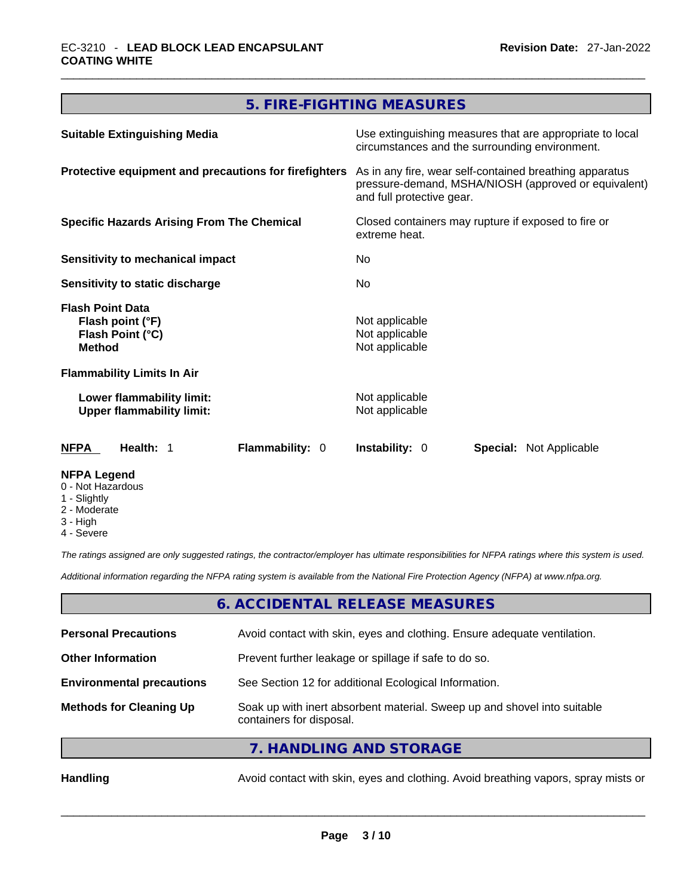## 5. FIRE-FIGHTING MEASURES

| | |
|---|---|
| **Suitable Extinguishing Media** | Use extinguishing measures that are appropriate to local circumstances and the surrounding environment. |
| **Protective equipment and precautions for firefighters** | As in any fire, wear self-contained breathing apparatus pressure-demand, MSHA/NIOSH (approved or equivalent) and full protective gear. |
| **Specific Hazards Arising From The Chemical** | Closed containers may rupture if exposed to fire or extreme heat. |
| **Sensitivity to mechanical impact** | No |
| **Sensitivity to static discharge** | No |

**Flash Point Data**

| | |
|---|---|
| **Flash point (°F)** | Not applicable |
| **Flash Point (°C)** | Not applicable |
| **Method** | Not applicable |

**Flammability Limits In Air**

| | |
|---|---|
| **Lower flammability limit:** | Not applicable |
| **Upper flammability limit:** | Not applicable |

| **NFPA** | **Health:** 1 | **Flammability:** 0 | **Instability:** 0 | **Special:** Not Applicable |
|---|---|---|---|---|

**NFPA Legend**
- 0 - Not Hazardous
- 1 - Slightly
- 2 - Moderate
- 3 - High
- 4 - Severe

*The ratings assigned are only suggested ratings, the contractor/employer has ultimate responsibilities for NFPA ratings where this system is used.*

*Additional information regarding the NFPA rating system is available from the National Fire Protection Agency (NFPA) at www.nfpa.org.*

## 6. ACCIDENTAL RELEASE MEASURES

| | |
|---|---|
| **Personal Precautions** | Avoid contact with skin, eyes and clothing. Ensure adequate ventilation. |
| **Other Information** | Prevent further leakage or spillage if safe to do so. |
| **Environmental precautions** | See Section 12 for additional Ecological Information. |
| **Methods for Cleaning Up** | Soak up with inert absorbent material. Sweep up and shovel into suitable containers for disposal. |

## 7. HANDLING AND STORAGE

| | |
|---|---|
| **Handling** | Avoid contact with skin, eyes and clothing. Avoid breathing vapors, spray mists or |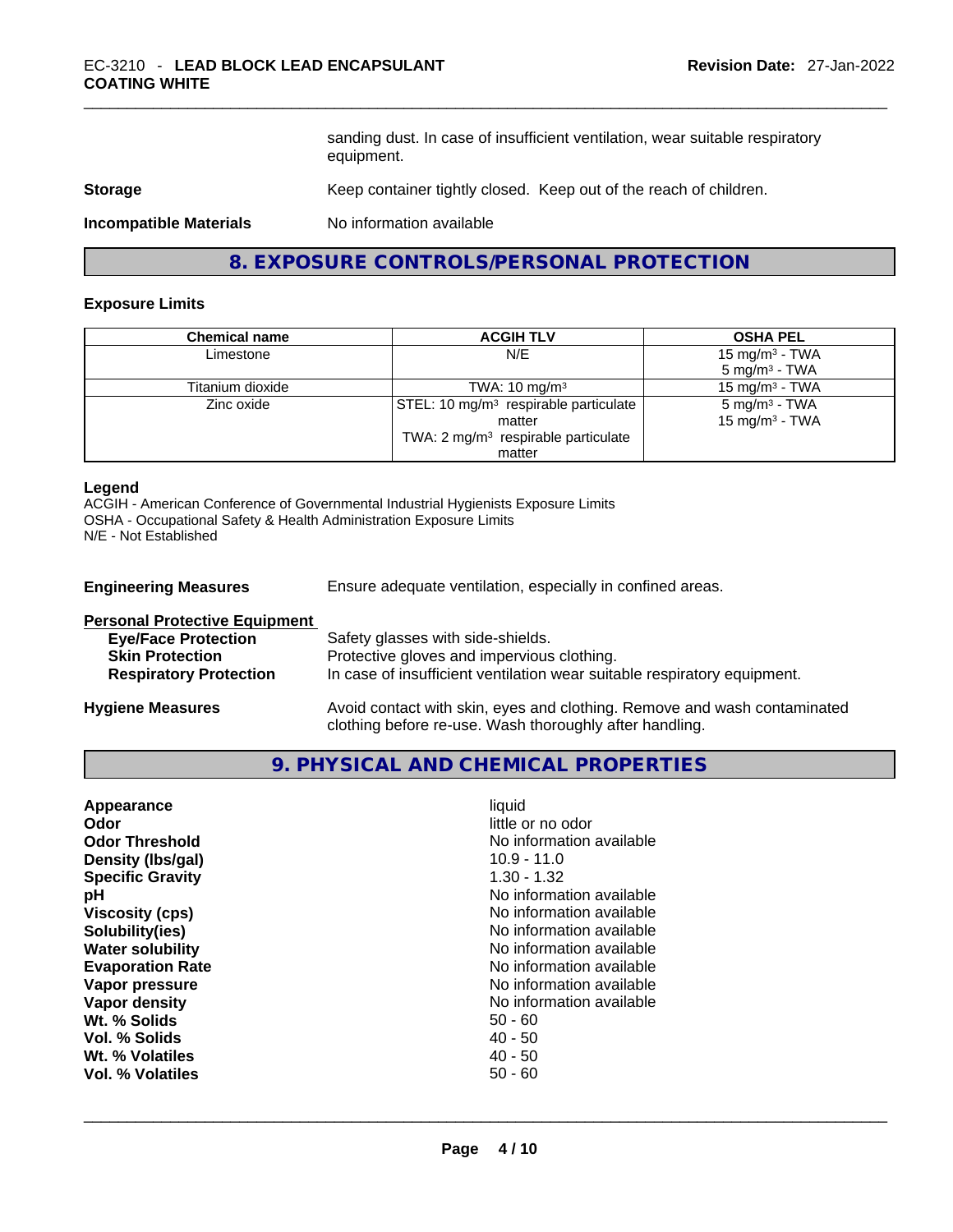| | |
|---|---|
| | sanding dust. In case of insufficient ventilation, wear suitable respiratory equipment. |
| **Storage** | Keep container tightly closed. Keep out of the reach of children. |
| **Incompatible Materials** | No information available |

## 8. EXPOSURE CONTROLS/PERSONAL PROTECTION

### Exposure Limits

| Chemical name | ACGIH TLV | OSHA PEL |
|---|---|---|
| Limestone | N/E | 15 mg/m³ - TWA<br>5 mg/m³ - TWA |
| Titanium dioxide | TWA: 10 mg/m³ | 15 mg/m³ - TWA |
| Zinc oxide | STEL: 10 mg/m³ respirable particulate matter<br>TWA: 2 mg/m³ respirable particulate matter | 5 mg/m³ - TWA<br>15 mg/m³ - TWA |

**Legend**
ACGIH - American Conference of Governmental Industrial Hygienists Exposure Limits
OSHA - Occupational Safety & Health Administration Exposure Limits
N/E - Not Established

**Engineering Measures** Ensure adequate ventilation, especially in confined areas.

**Personal Protective Equipment**

- **Eye/Face Protection** Safety glasses with side-shields.
- **Skin Protection** Protective gloves and impervious clothing.
- **Respiratory Protection** In case of insufficient ventilation wear suitable respiratory equipment.

**Hygiene Measures** Avoid contact with skin, eyes and clothing. Remove and wash contaminated clothing before re-use. Wash thoroughly after handling.

## 9. PHYSICAL AND CHEMICAL PROPERTIES

| | |
|---|---|
| **Appearance** | liquid |
| **Odor** | little or no odor |
| **Odor Threshold** | No information available |
| **Density (lbs/gal)** | 10.9 - 11.0 |
| **Specific Gravity** | 1.30 - 1.32 |
| **pH** | No information available |
| **Viscosity (cps)** | No information available |
| **Solubility(ies)** | No information available |
| **Water solubility** | No information available |
| **Evaporation Rate** | No information available |
| **Vapor pressure** | No information available |
| **Vapor density** | No information available |
| **Wt. % Solids** | 50 - 60 |
| **Vol. % Solids** | 40 - 50 |
| **Wt. % Volatiles** | 40 - 50 |
| **Vol. % Volatiles** | 50 - 60 |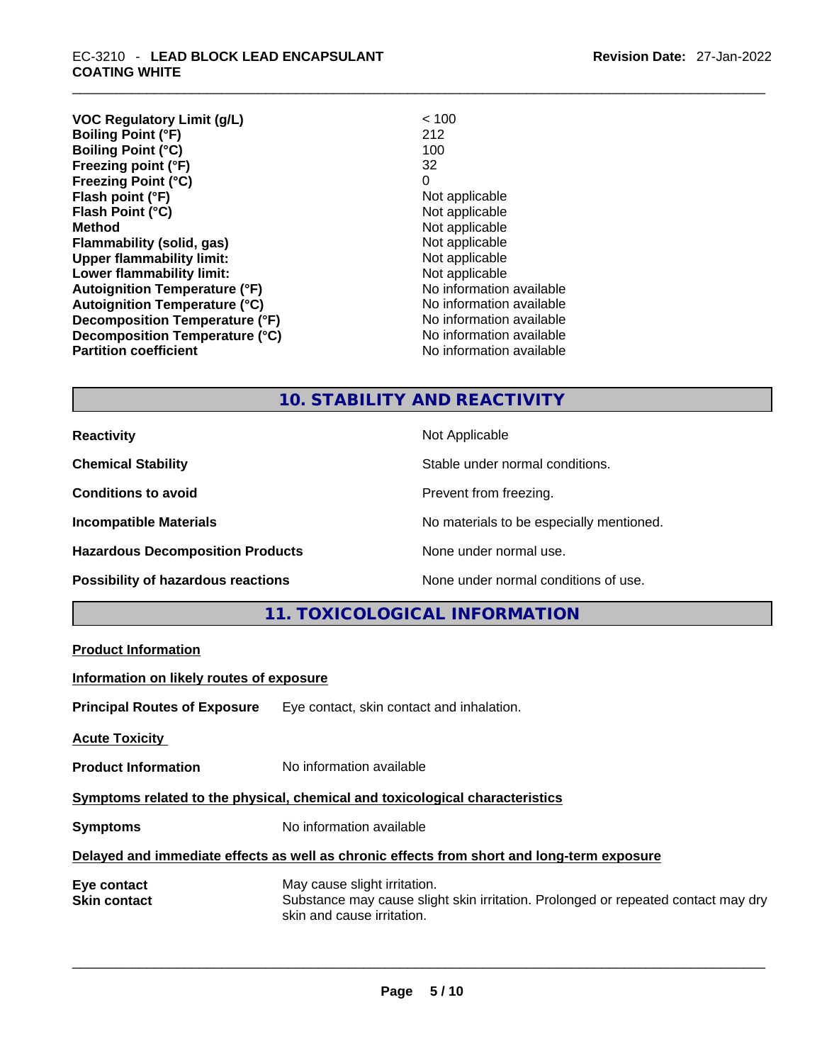| | |
|---|---|
| **VOC Regulatory Limit (g/L)** | < 100 |
| **Boiling Point (°F)** | 212 |
| **Boiling Point (°C)** | 100 |
| **Freezing point (°F)** | 32 |
| **Freezing Point (°C)** | 0 |
| **Flash point (°F)** | Not applicable |
| **Flash Point (°C)** | Not applicable |
| **Method** | Not applicable |
| **Flammability (solid, gas)** | Not applicable |
| **Upper flammability limit:** | Not applicable |
| **Lower flammability limit:** | Not applicable |
| **Autoignition Temperature (°F)** | No information available |
| **Autoignition Temperature (°C)** | No information available |
| **Decomposition Temperature (°F)** | No information available |
| **Decomposition Temperature (°C)** | No information available |
| **Partition coefficient** | No information available |

## 10. STABILITY AND REACTIVITY

| | |
|---|---|
| **Reactivity** | Not Applicable |
| **Chemical Stability** | Stable under normal conditions. |
| **Conditions to avoid** | Prevent from freezing. |
| **Incompatible Materials** | No materials to be especially mentioned. |
| **Hazardous Decomposition Products** | None under normal use. |
| **Possibility of hazardous reactions** | None under normal conditions of use. |

## 11. TOXICOLOGICAL INFORMATION

**Product Information**

**Information on likely routes of exposure**

**Principal Routes of Exposure** Eye contact, skin contact and inhalation.

**Acute Toxicity**

**Product Information** No information available

**Symptoms related to the physical, chemical and toxicological characteristics**

**Symptoms** No information available

**Delayed and immediate effects as well as chronic effects from short and long-term exposure**

**Eye contact** May cause slight irritation.

**Skin contact** Substance may cause slight skin irritation. Prolonged or repeated contact may dry skin and cause irritation.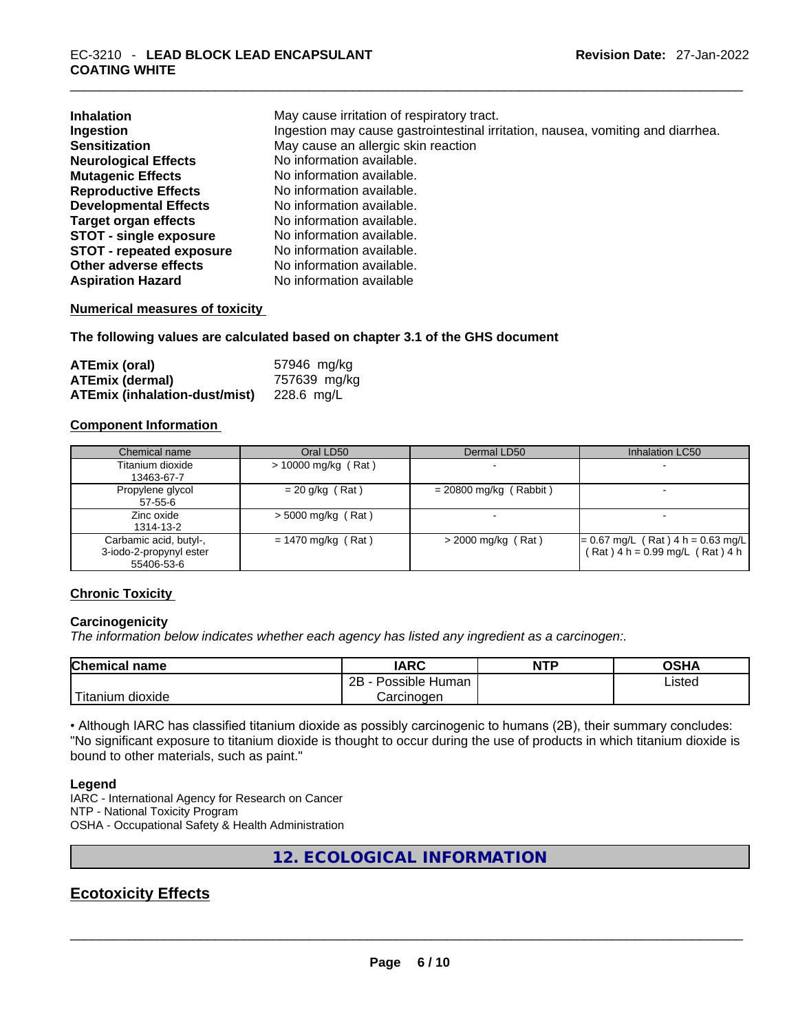| | |
|---|---|
| **Inhalation** | May cause irritation of respiratory tract. |
| **Ingestion** | Ingestion may cause gastrointestinal irritation, nausea, vomiting and diarrhea. |
| **Sensitization** | May cause an allergic skin reaction |
| **Neurological Effects** | No information available. |
| **Mutagenic Effects** | No information available. |
| **Reproductive Effects** | No information available. |
| **Developmental Effects** | No information available. |
| **Target organ effects** | No information available. |
| **STOT - single exposure** | No information available. |
| **STOT - repeated exposure** | No information available. |
| **Other adverse effects** | No information available. |
| **Aspiration Hazard** | No information available |

**Numerical measures of toxicity**

**The following values are calculated based on chapter 3.1 of the GHS document**

| | |
|---|---|
| **ATEmix (oral)** | 57946 mg/kg |
| **ATEmix (dermal)** | 757639 mg/kg |
| **ATEmix (inhalation-dust/mist)** | 228.6 mg/L |

**Component Information**

| Chemical name | Oral LD50 | Dermal LD50 | Inhalation LC50 |
|---|---|---|---|
| Titanium dioxide 13463-67-7 | > 10000 mg/kg ( Rat ) | - | - |
| Propylene glycol 57-55-6 | = 20 g/kg ( Rat ) | = 20800 mg/kg ( Rabbit ) | - |
| Zinc oxide 1314-13-2 | > 5000 mg/kg ( Rat ) | - | - |
| Carbamic acid, butyl-, 3-iodo-2-propynyl ester 55406-53-6 | = 1470 mg/kg ( Rat ) | > 2000 mg/kg ( Rat ) | = 0.67 mg/L ( Rat ) 4 h = 0.63 mg/L ( Rat ) 4 h = 0.99 mg/L ( Rat ) 4 h |

**Chronic Toxicity**

**Carcinogenicity**

*The information below indicates whether each agency has listed any ingredient as a carcinogen:.*

| Chemical name | IARC | NTP | OSHA |
|---|---|---|---|
| Titanium dioxide | 2B - Possible Human Carcinogen | | Listed |

• Although IARC has classified titanium dioxide as possibly carcinogenic to humans (2B), their summary concludes: "No significant exposure to titanium dioxide is thought to occur during the use of products in which titanium dioxide is bound to other materials, such as paint."

**Legend**

IARC - International Agency for Research on Cancer
NTP - National Toxicity Program
OSHA - Occupational Safety & Health Administration

## 12. ECOLOGICAL INFORMATION

## Ecotoxicity Effects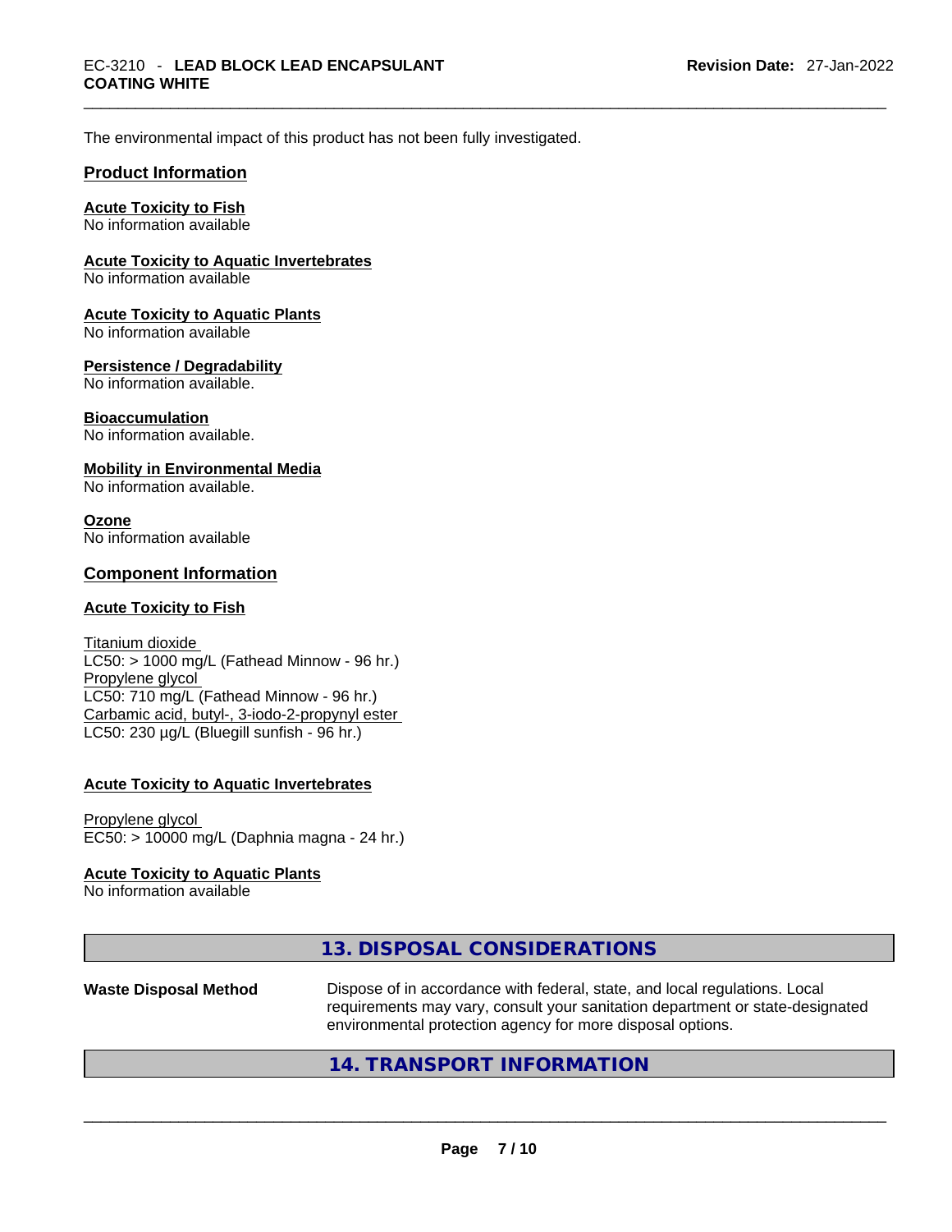The environmental impact of this product has not been fully investigated.

## Product Information

**Acute Toxicity to Fish**
No information available

**Acute Toxicity to Aquatic Invertebrates**
No information available

**Acute Toxicity to Aquatic Plants**
No information available

**Persistence / Degradability**
No information available.

**Bioaccumulation**
No information available.

**Mobility in Environmental Media**
No information available.

**Ozone**
No information available

## Component Information

**Acute Toxicity to Fish**

Titanium dioxide
LC50: > 1000 mg/L (Fathead Minnow - 96 hr.)
Propylene glycol
LC50: 710 mg/L (Fathead Minnow - 96 hr.)
Carbamic acid, butyl-, 3-iodo-2-propynyl ester
LC50: 230 µg/L (Bluegill sunfish - 96 hr.)

**Acute Toxicity to Aquatic Invertebrates**

Propylene glycol
EC50: > 10000 mg/L (Daphnia magna - 24 hr.)

**Acute Toxicity to Aquatic Plants**
No information available

## 13. DISPOSAL CONSIDERATIONS

**Waste Disposal Method** Dispose of in accordance with federal, state, and local regulations. Local requirements may vary, consult your sanitation department or state-designated environmental protection agency for more disposal options.

## 14. TRANSPORT INFORMATION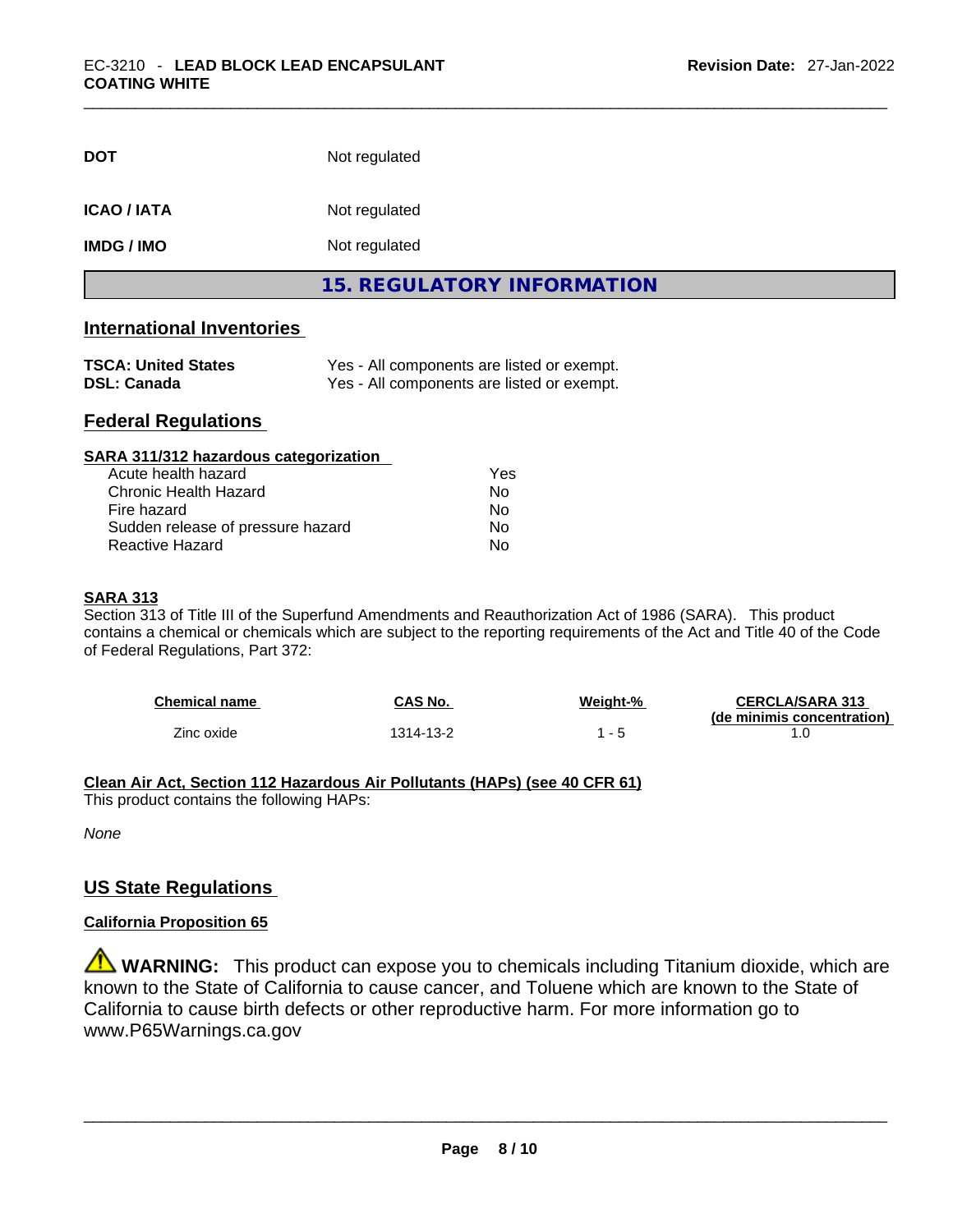| | |
|---|---|
| **DOT** | Not regulated |
| **ICAO / IATA** | Not regulated |
| **IMDG / IMO** | Not regulated |

## 15. REGULATORY INFORMATION

### International Inventories

| | |
|---|---|
| **TSCA: United States** | Yes - All components are listed or exempt. |
| **DSL: Canada** | Yes - All components are listed or exempt. |

### Federal Regulations

**SARA 311/312 hazardous categorization**

| | |
|---|---|
| Acute health hazard | Yes |
| Chronic Health Hazard | No |
| Fire hazard | No |
| Sudden release of pressure hazard | No |
| Reactive Hazard | No |

**SARA 313**

Section 313 of Title III of the Superfund Amendments and Reauthorization Act of 1986 (SARA). This product contains a chemical or chemicals which are subject to the reporting requirements of the Act and Title 40 of the Code of Federal Regulations, Part 372:

| Chemical name | CAS No. | Weight-% | CERCLA/SARA 313 (de minimis concentration) |
|---|---|---|---|
| Zinc oxide | 1314-13-2 | 1 - 5 | 1.0 |

**Clean Air Act, Section 112 Hazardous Air Pollutants (HAPs) (see 40 CFR 61)**

This product contains the following HAPs:

*None*

### US State Regulations

**California Proposition 65**

⚠ **WARNING:** This product can expose you to chemicals including Titanium dioxide, which are known to the State of California to cause cancer, and Toluene which are known to the State of California to cause birth defects or other reproductive harm. For more information go to www.P65Warnings.ca.gov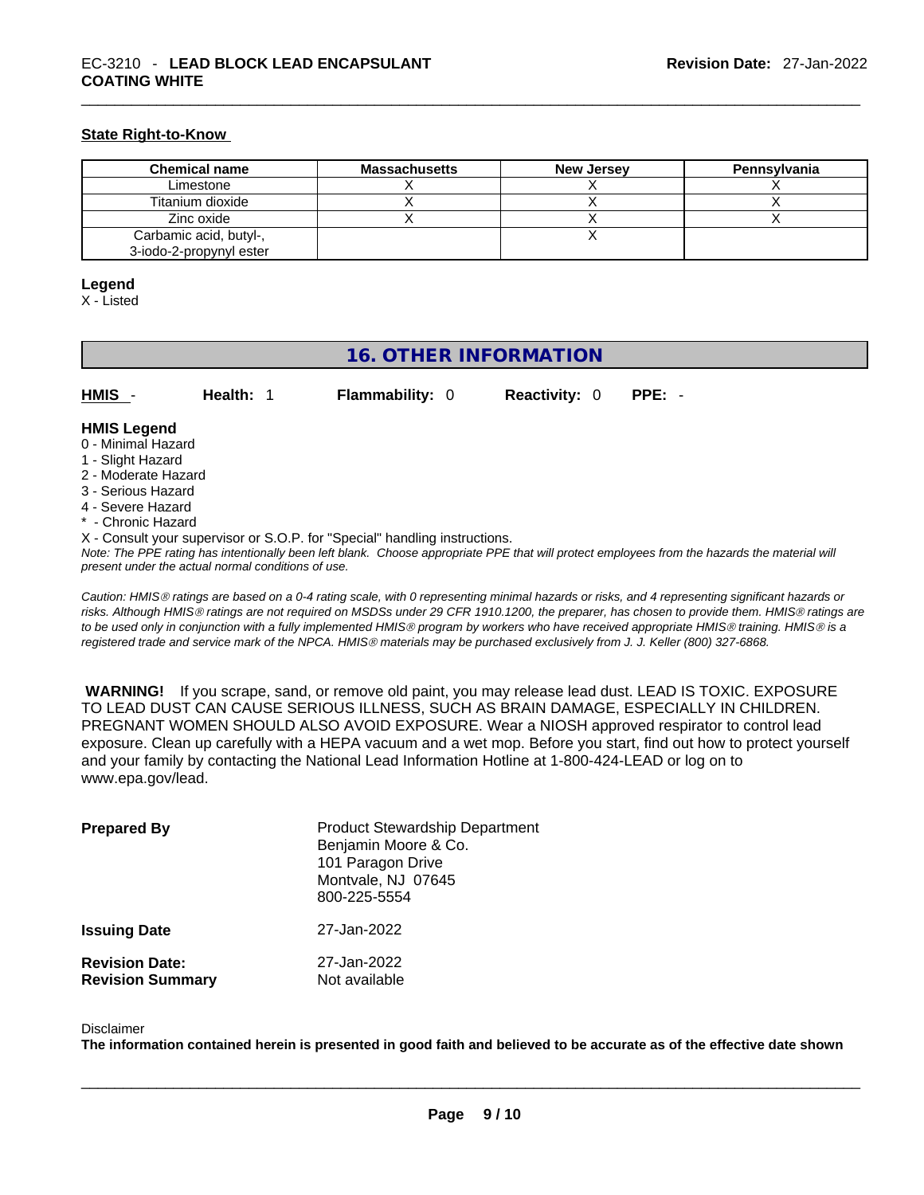### State Right-to-Know

| Chemical name | Massachusetts | New Jersey | Pennsylvania |
|---|---|---|---|
| Limestone | X | X | X |
| Titanium dioxide | X | X | X |
| Zinc oxide | X | X | X |
| Carbamic acid, butyl-, 3-iodo-2-propynyl ester | | X | |

**Legend**
X - Listed

## 16. OTHER INFORMATION

**HMIS** - **Health:** 1 **Flammability:** 0 **Reactivity:** 0 **PPE:** -

**HMIS Legend**
0 - Minimal Hazard
1 - Slight Hazard
2 - Moderate Hazard
3 - Serious Hazard
4 - Severe Hazard
* - Chronic Hazard
X - Consult your supervisor or S.O.P. for "Special" handling instructions.

*Note: The PPE rating has intentionally been left blank. Choose appropriate PPE that will protect employees from the hazards the material will present under the actual normal conditions of use.*

*Caution: HMIS® ratings are based on a 0-4 rating scale, with 0 representing minimal hazards or risks, and 4 representing significant hazards or risks. Although HMIS® ratings are not required on MSDSs under 29 CFR 1910.1200, the preparer, has chosen to provide them. HMIS® ratings are to be used only in conjunction with a fully implemented HMIS® program by workers who have received appropriate HMIS® training. HMIS® is a registered trade and service mark of the NPCA. HMIS® materials may be purchased exclusively from J. J. Keller (800) 327-6868.*

**WARNING!** If you scrape, sand, or remove old paint, you may release lead dust. LEAD IS TOXIC. EXPOSURE TO LEAD DUST CAN CAUSE SERIOUS ILLNESS, SUCH AS BRAIN DAMAGE, ESPECIALLY IN CHILDREN. PREGNANT WOMEN SHOULD ALSO AVOID EXPOSURE. Wear a NIOSH approved respirator to control lead exposure. Clean up carefully with a HEPA vacuum and a wet mop. Before you start, find out how to protect yourself and your family by contacting the National Lead Information Hotline at 1-800-424-LEAD or log on to www.epa.gov/lead.

**Prepared By**
Product Stewardship Department
Benjamin Moore & Co.
101 Paragon Drive
Montvale, NJ 07645
800-225-5554

**Issuing Date** 27-Jan-2022

**Revision Date:** 27-Jan-2022
**Revision Summary** Not available

Disclaimer
**The information contained herein is presented in good faith and believed to be accurate as of the effective date shown**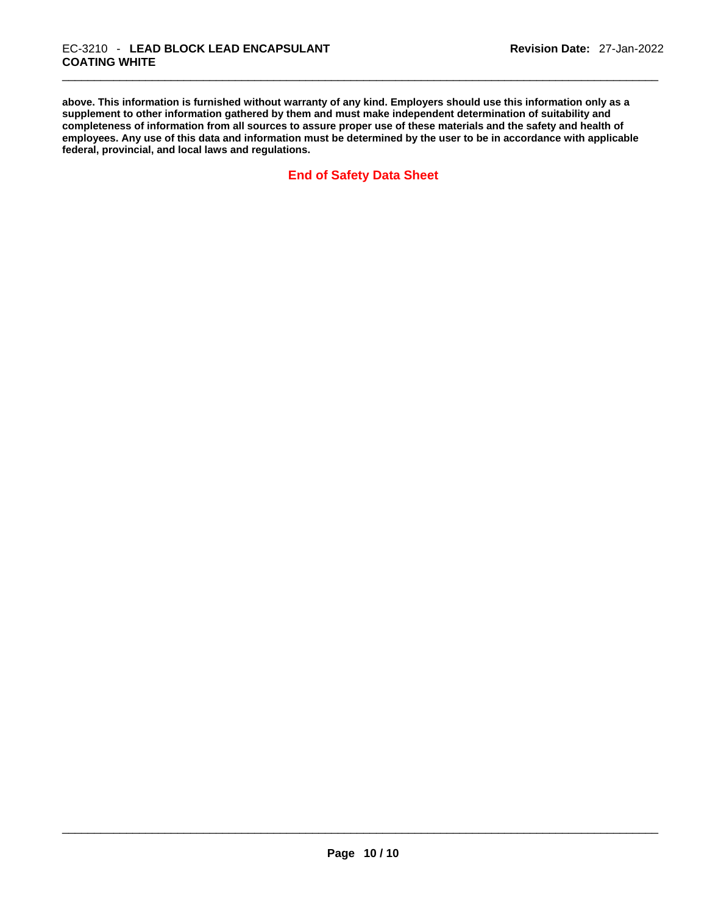**above. This information is furnished without warranty of any kind. Employers should use this information only as a supplement to other information gathered by them and must make independent determination of suitability and completeness of information from all sources to assure proper use of these materials and the safety and health of employees. Any use of this data and information must be determined by the user to be in accordance with applicable federal, provincial, and local laws and regulations.**

**End of Safety Data Sheet**